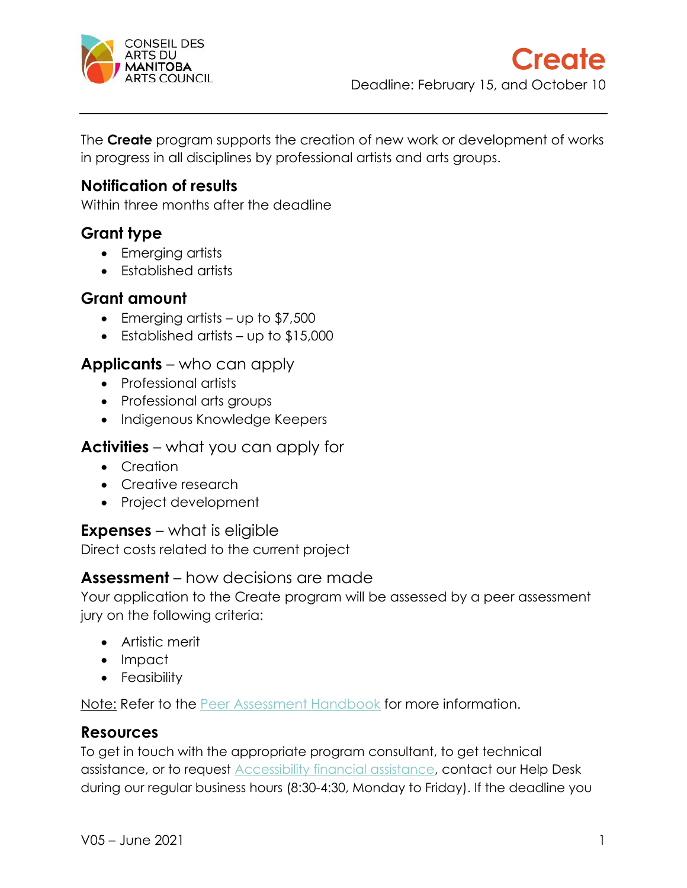CONSEIL DES ARTS DU MANITOBA ARTS COUNCIL

# Create

Deadline: February 15, and October 10

The **Create** program supports the creation of new work or development of works in progress in all disciplines by professional artists and arts groups.

## Notification of results

Within three months after the deadline

## Grant type

- Emerging artists
- Established artists

## Grant amount

- Emerging artists – up to $7,500
- Established artists – up to $15,000

## **Applicants** – who can apply

- Professional artists
- Professional arts groups
- Indigenous Knowledge Keepers

## **Activities** – what you can apply for

- Creation
- Creative research
- Project development

## **Expenses** – what is eligible

Direct costs related to the current project

## **Assessment** – how decisions are made

Your application to the Create program will be assessed by a peer assessment jury on the following criteria:

- Artistic merit
- Impact
- Feasibility

Note: Refer to the [Peer Assessment Handbook] for more information.

## Resources

To get in touch with the appropriate program consultant, to get technical assistance, or to request [Accessibility financial assistance], contact our Help Desk during our regular business hours (8:30-4:30, Monday to Friday). If the deadline you

V05 – June 2021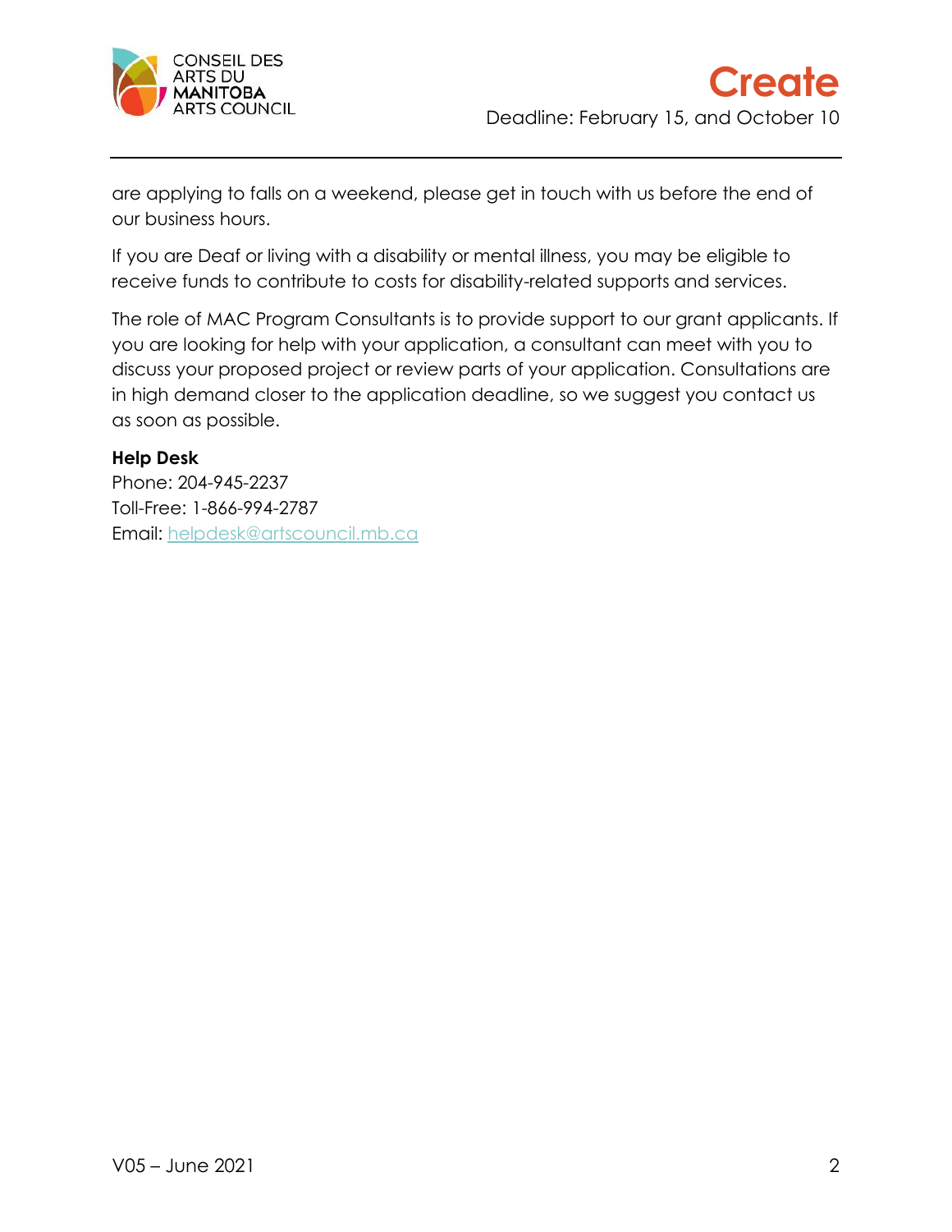are applying to falls on a weekend, please get in touch with us before the end of our business hours.

If you are Deaf or living with a disability or mental illness, you may be eligible to receive funds to contribute to costs for disability-related supports and services.

The role of MAC Program Consultants is to provide support to our grant applicants. If you are looking for help with your application, a consultant can meet with you to discuss your proposed project or review parts of your application. Consultations are in high demand closer to the application deadline, so we suggest you contact us as soon as possible.

**Help Desk**
Phone: 204-945-2237
Toll-Free: 1-866-994-2787
Email: helpdesk@artscouncil.mb.ca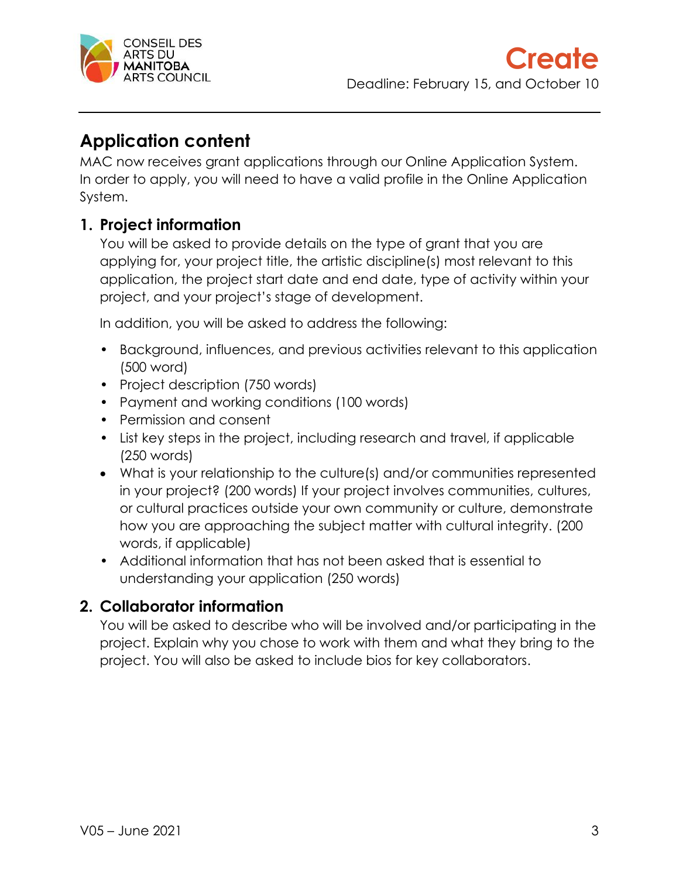# Application content

MAC now receives grant applications through our Online Application System. In order to apply, you will need to have a valid profile in the Online Application System.

## 1. Project information

You will be asked to provide details on the type of grant that you are applying for, your project title, the artistic discipline(s) most relevant to this application, the project start date and end date, type of activity within your project, and your project's stage of development.

In addition, you will be asked to address the following:

- Background, influences, and previous activities relevant to this application (500 word)
- Project description (750 words)
- Payment and working conditions (100 words)
- Permission and consent
- List key steps in the project, including research and travel, if applicable (250 words)
- What is your relationship to the culture(s) and/or communities represented in your project? (200 words) If your project involves communities, cultures, or cultural practices outside your own community or culture, demonstrate how you are approaching the subject matter with cultural integrity. (200 words, if applicable)
- Additional information that has not been asked that is essential to understanding your application (250 words)

## 2. Collaborator information

You will be asked to describe who will be involved and/or participating in the project. Explain why you chose to work with them and what they bring to the project. You will also be asked to include bios for key collaborators.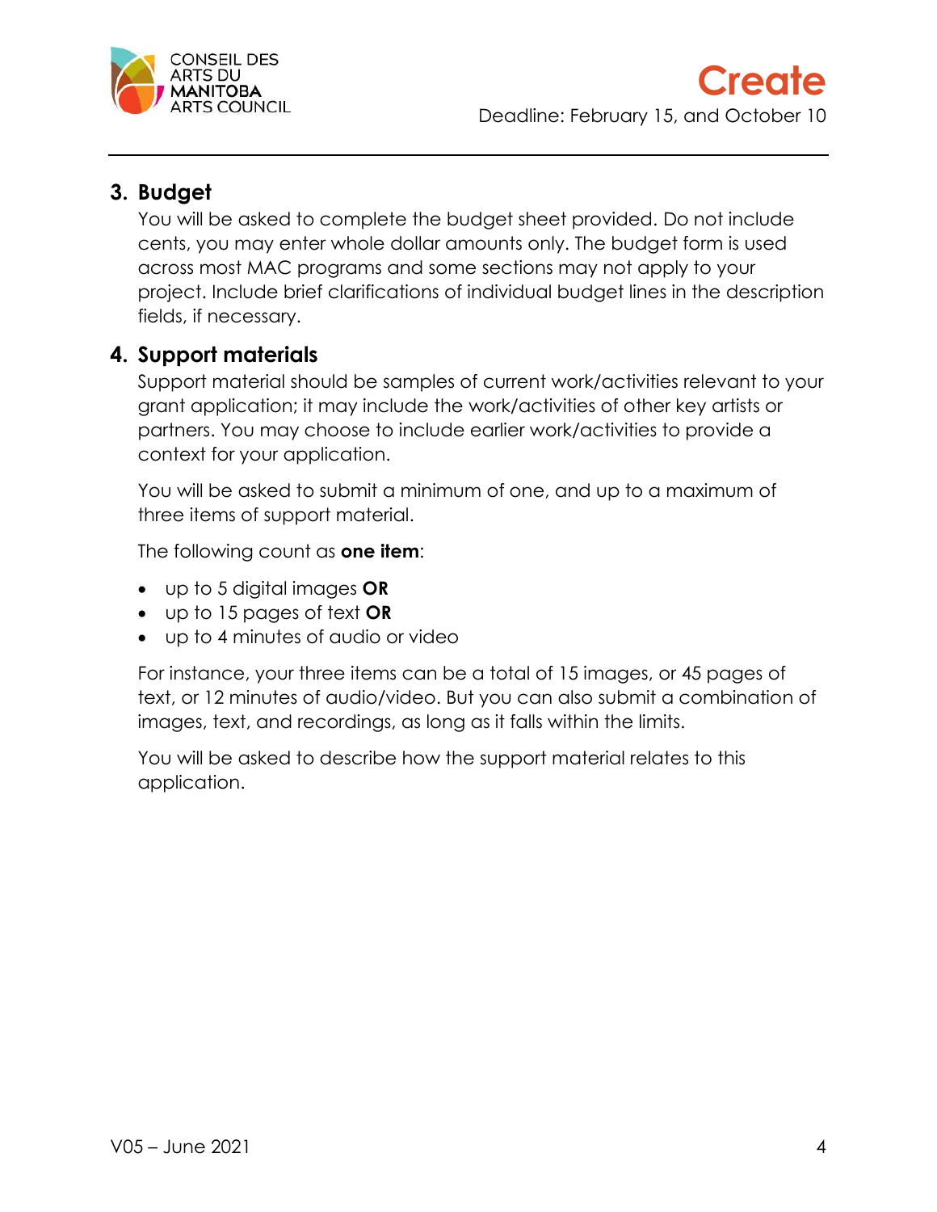## 3. Budget

You will be asked to complete the budget sheet provided. Do not include cents, you may enter whole dollar amounts only. The budget form is used across most MAC programs and some sections may not apply to your project. Include brief clarifications of individual budget lines in the description fields, if necessary.

## 4. Support materials

Support material should be samples of current work/activities relevant to your grant application; it may include the work/activities of other key artists or partners. You may choose to include earlier work/activities to provide a context for your application.

You will be asked to submit a minimum of one, and up to a maximum of three items of support material.

The following count as **one item**:

- up to 5 digital images **OR**
- up to 15 pages of text **OR**
- up to 4 minutes of audio or video

For instance, your three items can be a total of 15 images, or 45 pages of text, or 12 minutes of audio/video. But you can also submit a combination of images, text, and recordings, as long as it falls within the limits.

You will be asked to describe how the support material relates to this application.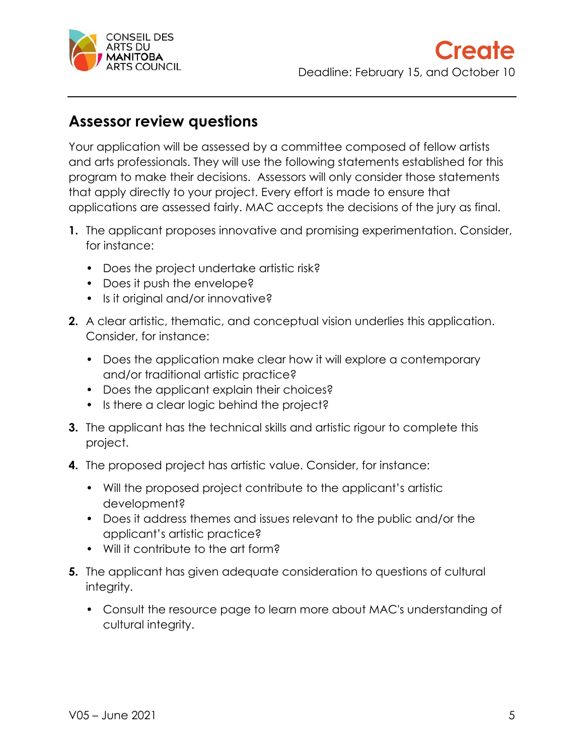## Assessor review questions

Your application will be assessed by a committee composed of fellow artists and arts professionals. They will use the following statements established for this program to make their decisions. Assessors will only consider those statements that apply directly to your project. Every effort is made to ensure that applications are assessed fairly. MAC accepts the decisions of the jury as final.

1. The applicant proposes innovative and promising experimentation. Consider, for instance:
   - Does the project undertake artistic risk?
   - Does it push the envelope?
   - Is it original and/or innovative?
2. A clear artistic, thematic, and conceptual vision underlies this application. Consider, for instance:
   - Does the application make clear how it will explore a contemporary and/or traditional artistic practice?
   - Does the applicant explain their choices?
   - Is there a clear logic behind the project?
3. The applicant has the technical skills and artistic rigour to complete this project.
4. The proposed project has artistic value. Consider, for instance:
   - Will the proposed project contribute to the applicant's artistic development?
   - Does it address themes and issues relevant to the public and/or the applicant's artistic practice?
   - Will it contribute to the art form?
5. The applicant has given adequate consideration to questions of cultural integrity.
   - Consult the resource page to learn more about MAC's understanding of cultural integrity.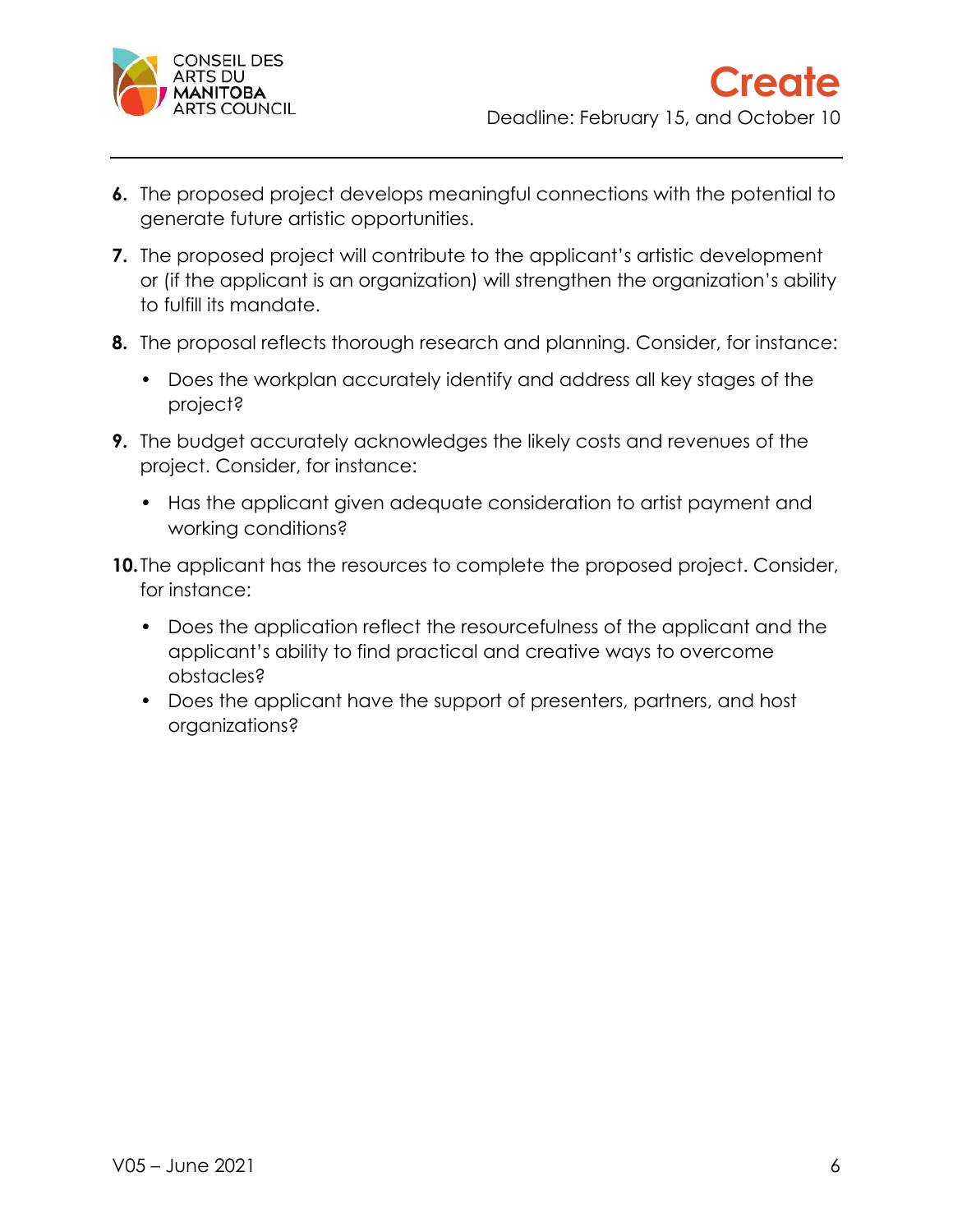6. The proposed project develops meaningful connections with the potential to generate future artistic opportunities.

7. The proposed project will contribute to the applicant's artistic development or (if the applicant is an organization) will strengthen the organization's ability to fulfill its mandate.

8. The proposal reflects thorough research and planning. Consider, for instance:

   - Does the workplan accurately identify and address all key stages of the project?

9. The budget accurately acknowledges the likely costs and revenues of the project. Consider, for instance:

   - Has the applicant given adequate consideration to artist payment and working conditions?

10. The applicant has the resources to complete the proposed project. Consider, for instance:

    - Does the application reflect the resourcefulness of the applicant and the applicant's ability to find practical and creative ways to overcome obstacles?
    - Does the applicant have the support of presenters, partners, and host organizations?